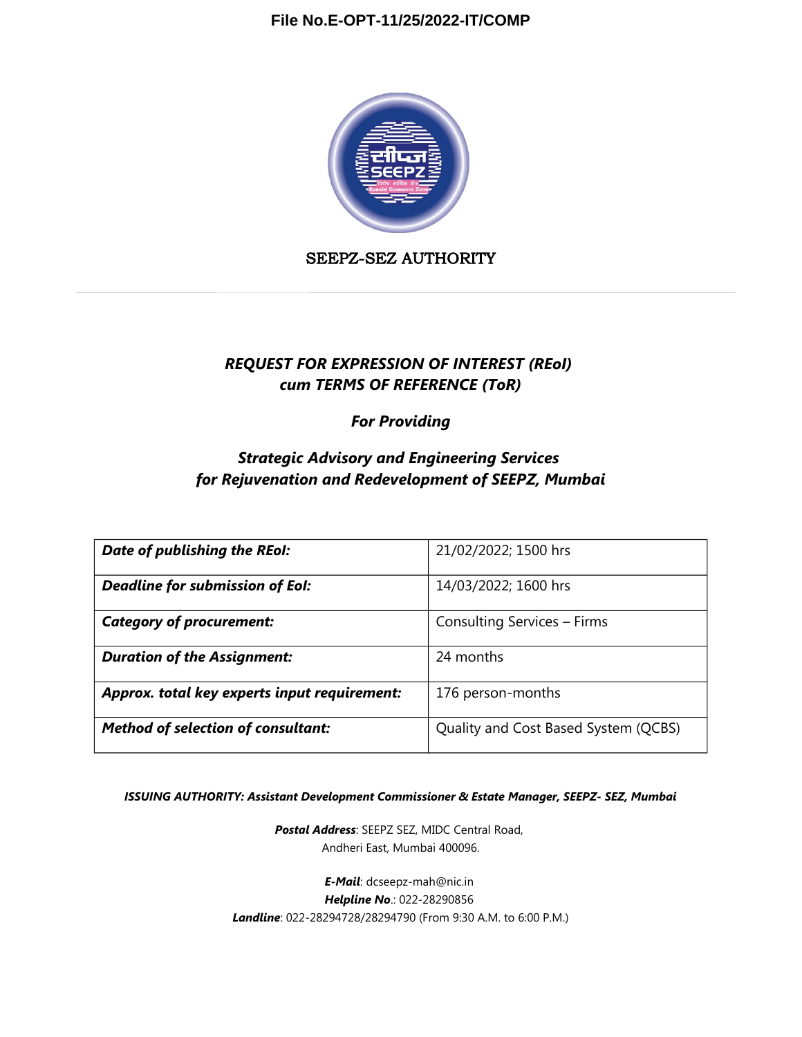File No.E-OPT-11/25/2022-IT/COMP

SEEPZ-SEZ AUTHORITY

# *REQUEST FOR EXPRESSION OF INTEREST (REoI) cum TERMS OF REFERENCE (ToR)*

## *For Providing*

## *Strategic Advisory and Engineering Services for Rejuvenation and Redevelopment of SEEPZ, Mumbai*

| | |
|---|---|
| ***Date of publishing the REoI:*** | 21/02/2022; 1500 hrs |
| ***Deadline for submission of EoI:*** | 14/03/2022; 1600 hrs |
| ***Category of procurement:*** | Consulting Services – Firms |
| ***Duration of the Assignment:*** | 24 months |
| ***Approx. total key experts input requirement:*** | 176 person-months |
| ***Method of selection of consultant:*** | Quality and Cost Based System (QCBS) |

***ISSUING AUTHORITY: Assistant Development Commissioner & Estate Manager, SEEPZ- SEZ, Mumbai***

***Postal Address***: SEEPZ SEZ, MIDC Central Road,
Andheri East, Mumbai 400096.

***E-Mail***: dcseepz-mah@nic.in
***Helpline No***.: 022-28290856
***Landline***: 022-28294728/28294790 (From 9:30 A.M. to 6:00 P.M.)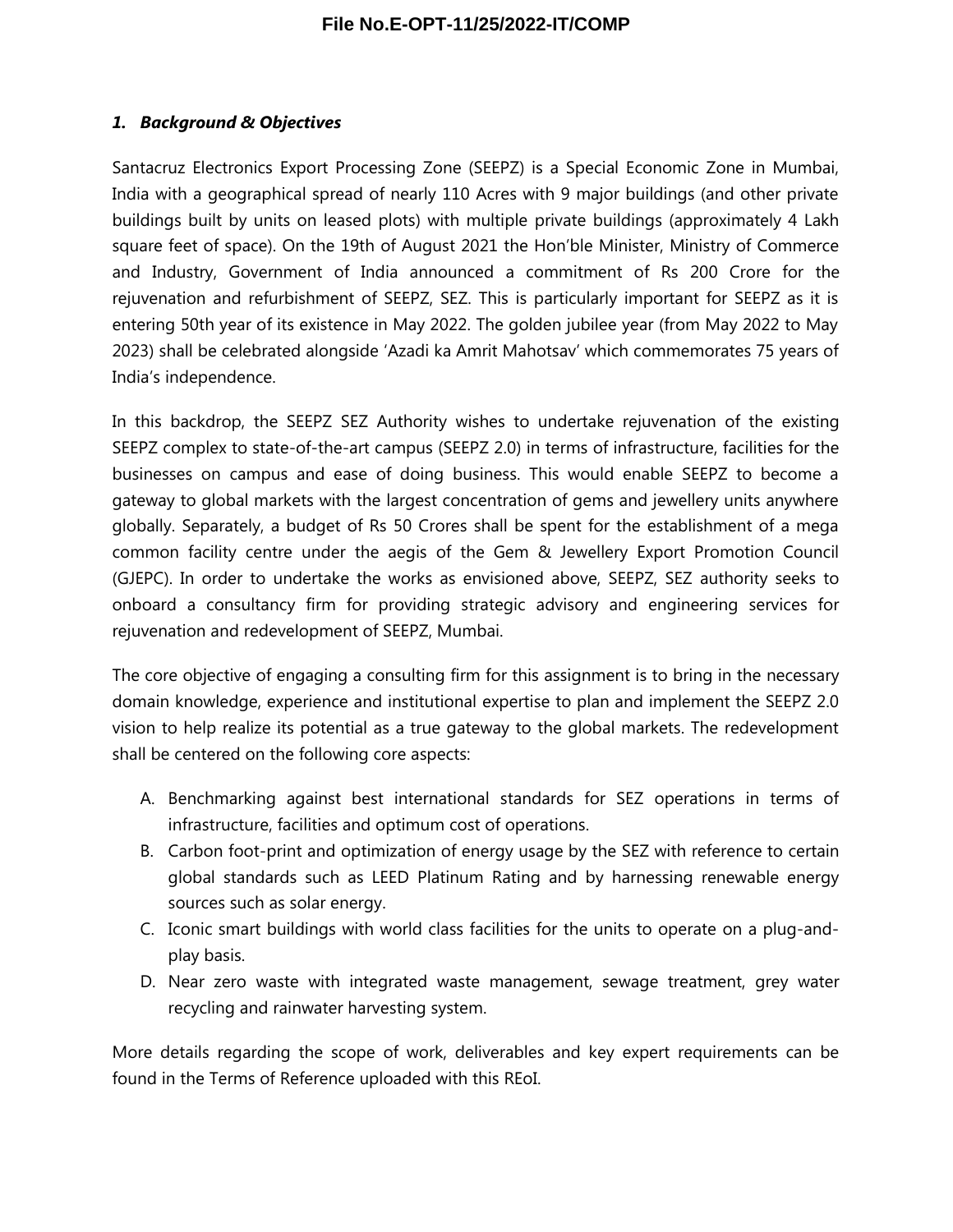## *1. Background & Objectives*

Santacruz Electronics Export Processing Zone (SEEPZ) is a Special Economic Zone in Mumbai, India with a geographical spread of nearly 110 Acres with 9 major buildings (and other private buildings built by units on leased plots) with multiple private buildings (approximately 4 Lakh square feet of space). On the 19th of August 2021 the Hon'ble Minister, Ministry of Commerce and Industry, Government of India announced a commitment of Rs 200 Crore for the rejuvenation and refurbishment of SEEPZ, SEZ. This is particularly important for SEEPZ as it is entering 50th year of its existence in May 2022. The golden jubilee year (from May 2022 to May 2023) shall be celebrated alongside 'Azadi ka Amrit Mahotsav' which commemorates 75 years of India's independence.

In this backdrop, the SEEPZ SEZ Authority wishes to undertake rejuvenation of the existing SEEPZ complex to state-of-the-art campus (SEEPZ 2.0) in terms of infrastructure, facilities for the businesses on campus and ease of doing business. This would enable SEEPZ to become a gateway to global markets with the largest concentration of gems and jewellery units anywhere globally. Separately, a budget of Rs 50 Crores shall be spent for the establishment of a mega common facility centre under the aegis of the Gem & Jewellery Export Promotion Council (GJEPC). In order to undertake the works as envisioned above, SEEPZ, SEZ authority seeks to onboard a consultancy firm for providing strategic advisory and engineering services for rejuvenation and redevelopment of SEEPZ, Mumbai.

The core objective of engaging a consulting firm for this assignment is to bring in the necessary domain knowledge, experience and institutional expertise to plan and implement the SEEPZ 2.0 vision to help realize its potential as a true gateway to the global markets. The redevelopment shall be centered on the following core aspects:

A. Benchmarking against best international standards for SEZ operations in terms of infrastructure, facilities and optimum cost of operations.
B. Carbon foot-print and optimization of energy usage by the SEZ with reference to certain global standards such as LEED Platinum Rating and by harnessing renewable energy sources such as solar energy.
C. Iconic smart buildings with world class facilities for the units to operate on a plug-and-play basis.
D. Near zero waste with integrated waste management, sewage treatment, grey water recycling and rainwater harvesting system.

More details regarding the scope of work, deliverables and key expert requirements can be found in the Terms of Reference uploaded with this REoI.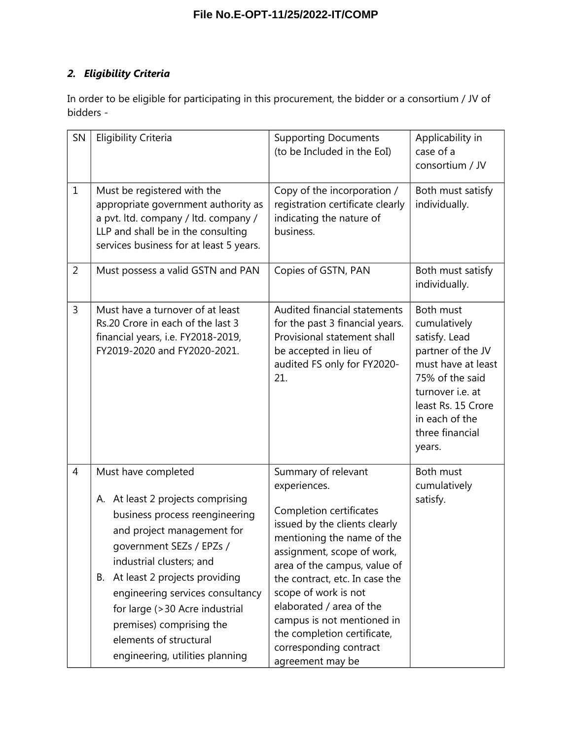## *2. Eligibility Criteria*

In order to be eligible for participating in this procurement, the bidder or a consortium / JV of bidders -

| SN | Eligibility Criteria | Supporting Documents (to be Included in the EoI) | Applicability in case of a consortium / JV |
|---|---|---|---|
| 1 | Must be registered with the appropriate government authority as a pvt. ltd. company / ltd. company / LLP and shall be in the consulting services business for at least 5 years. | Copy of the incorporation / registration certificate clearly indicating the nature of business. | Both must satisfy individually. |
| 2 | Must possess a valid GSTN and PAN | Copies of GSTN, PAN | Both must satisfy individually. |
| 3 | Must have a turnover of at least Rs.20 Crore in each of the last 3 financial years, i.e. FY2018-2019, FY2019-2020 and FY2020-2021. | Audited financial statements for the past 3 financial years. Provisional statement shall be accepted in lieu of audited FS only for FY2020-21. | Both must cumulatively satisfy. Lead partner of the JV must have at least 75% of the said turnover i.e. at least Rs. 15 Crore in each of the three financial years. |
| 4 | Must have completed<br>A. At least 2 projects comprising business process reengineering and project management for government SEZs / EPZs / industrial clusters; and<br>B. At least 2 projects providing engineering services consultancy for large (>30 Acre industrial premises) comprising the elements of structural engineering, utilities planning | Summary of relevant experiences.<br><br>Completion certificates issued by the clients clearly mentioning the name of the assignment, scope of work, area of the campus, value of the contract, etc. In case the scope of work is not elaborated / area of the campus is not mentioned in the completion certificate, corresponding contract agreement may be | Both must cumulatively satisfy. |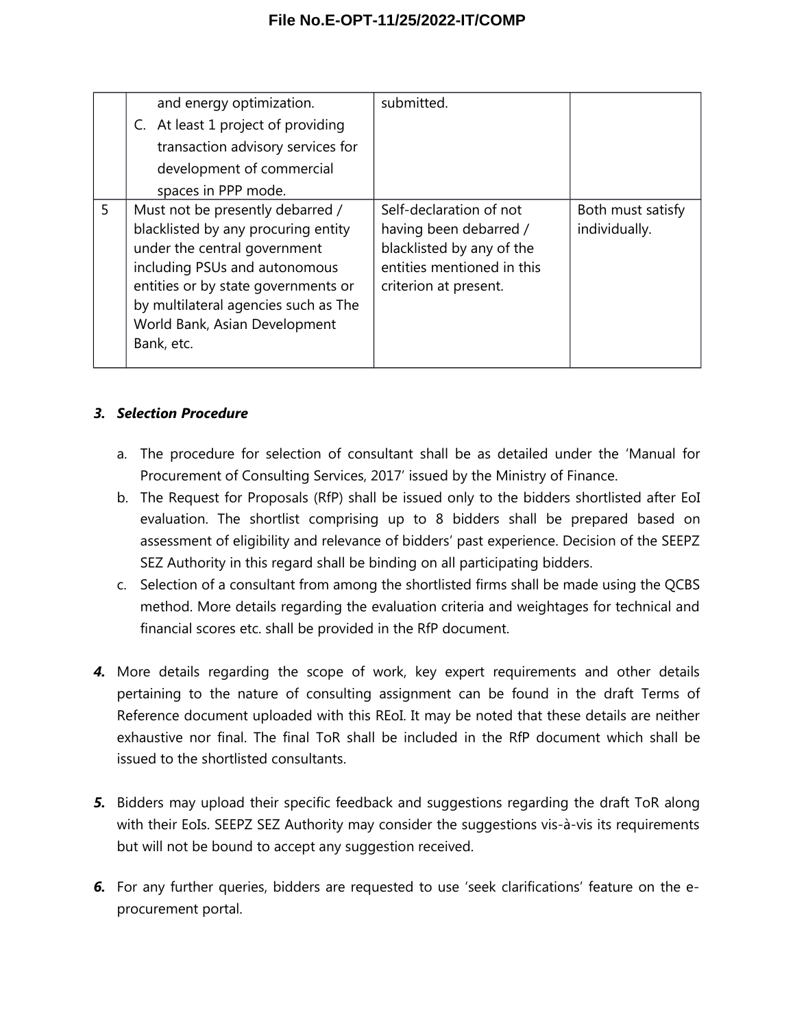| | | | |
|---|---|---|---|
| | and energy optimization.<br>C. At least 1 project of providing transaction advisory services for development of commercial spaces in PPP mode. | submitted. | |
| 5 | Must not be presently debarred / blacklisted by any procuring entity under the central government including PSUs and autonomous entities or by state governments or by multilateral agencies such as The World Bank, Asian Development Bank, etc. | Self-declaration of not having been debarred / blacklisted by any of the entities mentioned in this criterion at present. | Both must satisfy individually. |

### *3. Selection Procedure*

a. The procedure for selection of consultant shall be as detailed under the 'Manual for Procurement of Consulting Services, 2017' issued by the Ministry of Finance.

b. The Request for Proposals (RfP) shall be issued only to the bidders shortlisted after EoI evaluation. The shortlist comprising up to 8 bidders shall be prepared based on assessment of eligibility and relevance of bidders' past experience. Decision of the SEEPZ SEZ Authority in this regard shall be binding on all participating bidders.

c. Selection of a consultant from among the shortlisted firms shall be made using the QCBS method. More details regarding the evaluation criteria and weightages for technical and financial scores etc. shall be provided in the RfP document.

***4.*** More details regarding the scope of work, key expert requirements and other details pertaining to the nature of consulting assignment can be found in the draft Terms of Reference document uploaded with this REoI. It may be noted that these details are neither exhaustive nor final. The final ToR shall be included in the RfP document which shall be issued to the shortlisted consultants.

***5.*** Bidders may upload their specific feedback and suggestions regarding the draft ToR along with their EoIs. SEEPZ SEZ Authority may consider the suggestions vis-à-vis its requirements but will not be bound to accept any suggestion received.

***6.*** For any further queries, bidders are requested to use 'seek clarifications' feature on the e-procurement portal.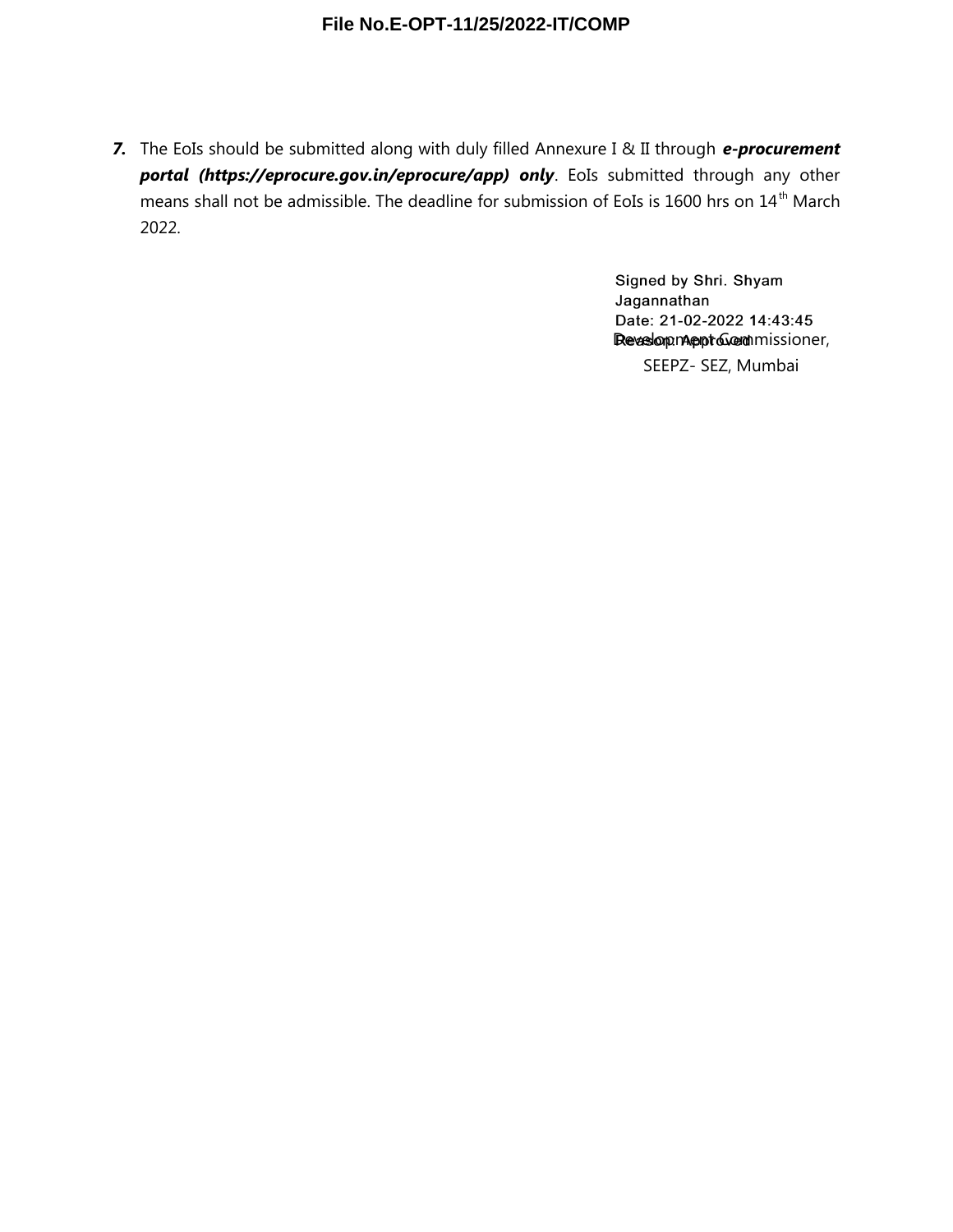7. The EoIs should be submitted along with duly filled Annexure I & II through ***e-procurement portal (https://eprocure.gov.in/eprocure/app) only***. EoIs submitted through any other means shall not be admissible. The deadline for submission of EoIs is 1600 hrs on 14th March 2022.

Signed by Shri. Shyam Jagannathan
Date: 21-02-2022 14:43:45
Reason: Approved

Development Commissioner,
SEEPZ- SEZ, Mumbai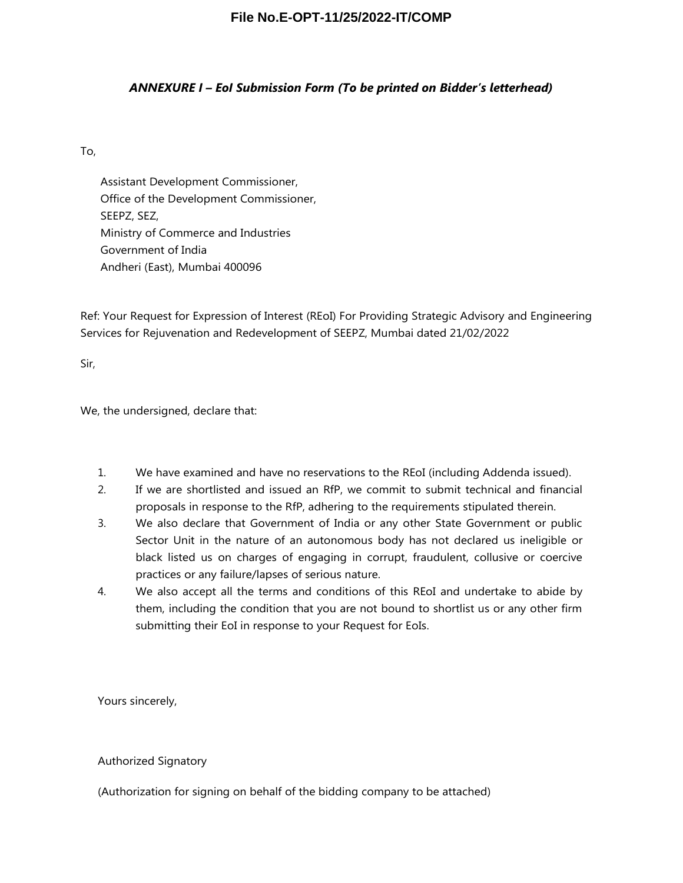## *ANNEXURE I – EoI Submission Form (To be printed on Bidder's letterhead)*

To,

Assistant Development Commissioner,
Office of the Development Commissioner,
SEEPZ, SEZ,
Ministry of Commerce and Industries
Government of India
Andheri (East), Mumbai 400096

Ref: Your Request for Expression of Interest (REoI) For Providing Strategic Advisory and Engineering Services for Rejuvenation and Redevelopment of SEEPZ, Mumbai dated 21/02/2022

Sir,

We, the undersigned, declare that:

1. We have examined and have no reservations to the REoI (including Addenda issued).
2. If we are shortlisted and issued an RfP, we commit to submit technical and financial proposals in response to the RfP, adhering to the requirements stipulated therein.
3. We also declare that Government of India or any other State Government or public Sector Unit in the nature of an autonomous body has not declared us ineligible or black listed us on charges of engaging in corrupt, fraudulent, collusive or coercive practices or any failure/lapses of serious nature.
4. We also accept all the terms and conditions of this REoI and undertake to abide by them, including the condition that you are not bound to shortlist us or any other firm submitting their EoI in response to your Request for EoIs.

Yours sincerely,

Authorized Signatory

(Authorization for signing on behalf of the bidding company to be attached)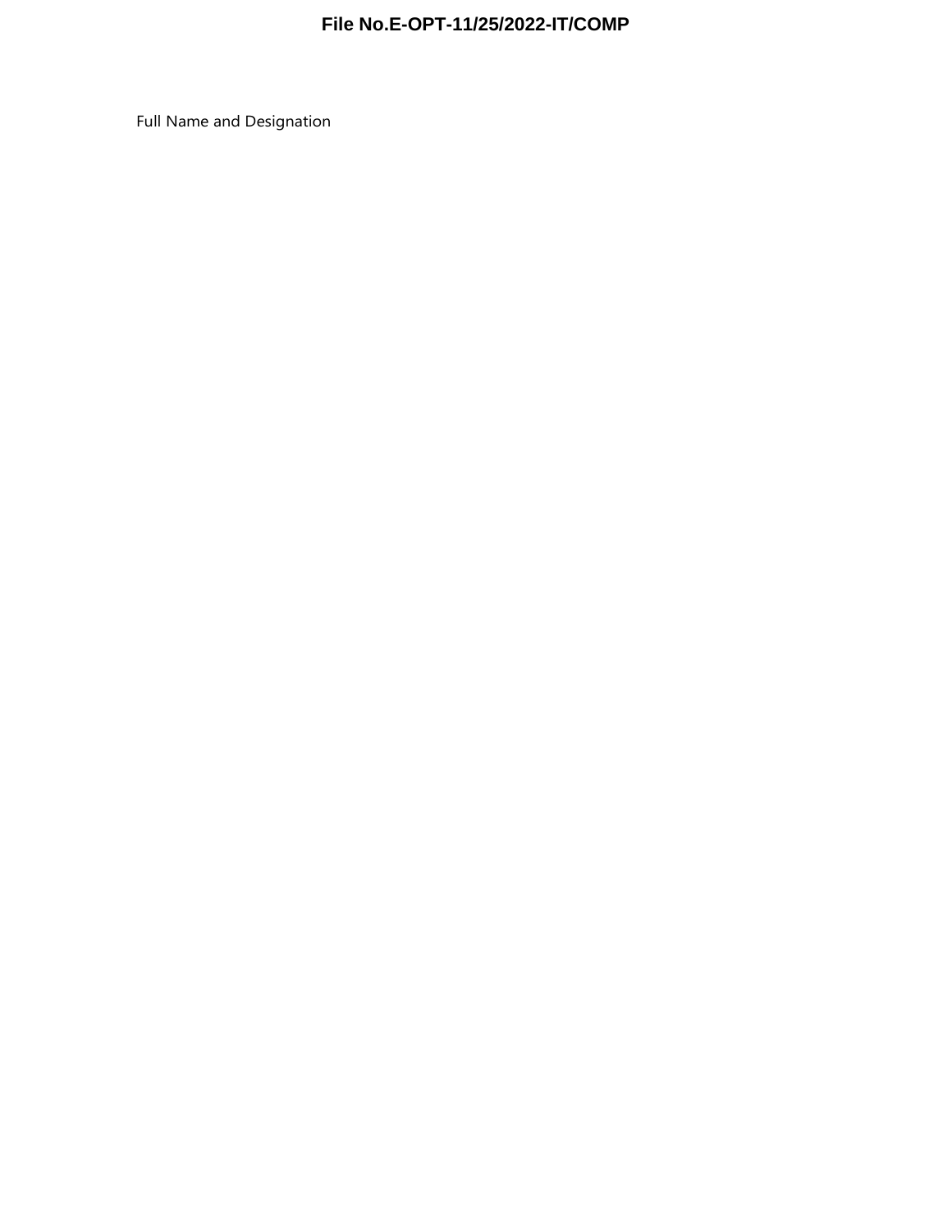Full Name and Designation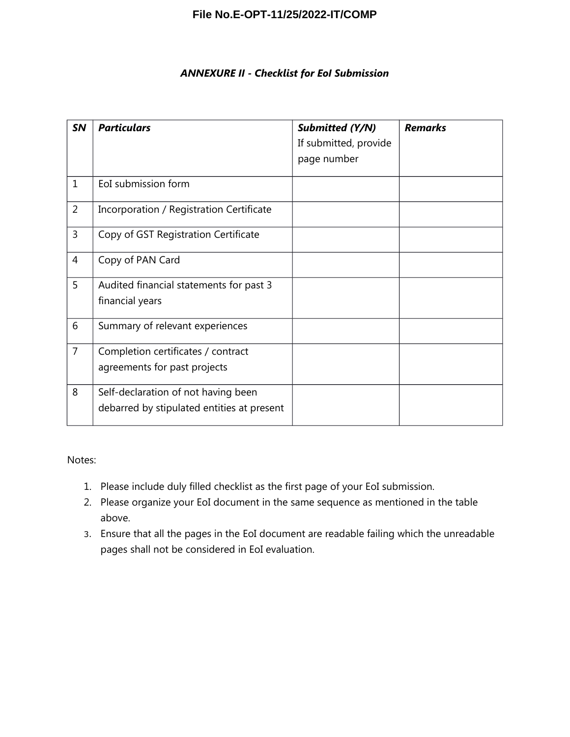## *ANNEXURE II - Checklist for EoI Submission*

| ***SN*** | ***Particulars*** | ***Submitted (Y/N)*** If submitted, provide page number | ***Remarks*** |
|---|---|---|---|
| 1 | EoI submission form | | |
| 2 | Incorporation / Registration Certificate | | |
| 3 | Copy of GST Registration Certificate | | |
| 4 | Copy of PAN Card | | |
| 5 | Audited financial statements for past 3 financial years | | |
| 6 | Summary of relevant experiences | | |
| 7 | Completion certificates / contract agreements for past projects | | |
| 8 | Self-declaration of not having been debarred by stipulated entities at present | | |

Notes:

1. Please include duly filled checklist as the first page of your EoI submission.
2. Please organize your EoI document in the same sequence as mentioned in the table above.
3. Ensure that all the pages in the EoI document are readable failing which the unreadable pages shall not be considered in EoI evaluation.